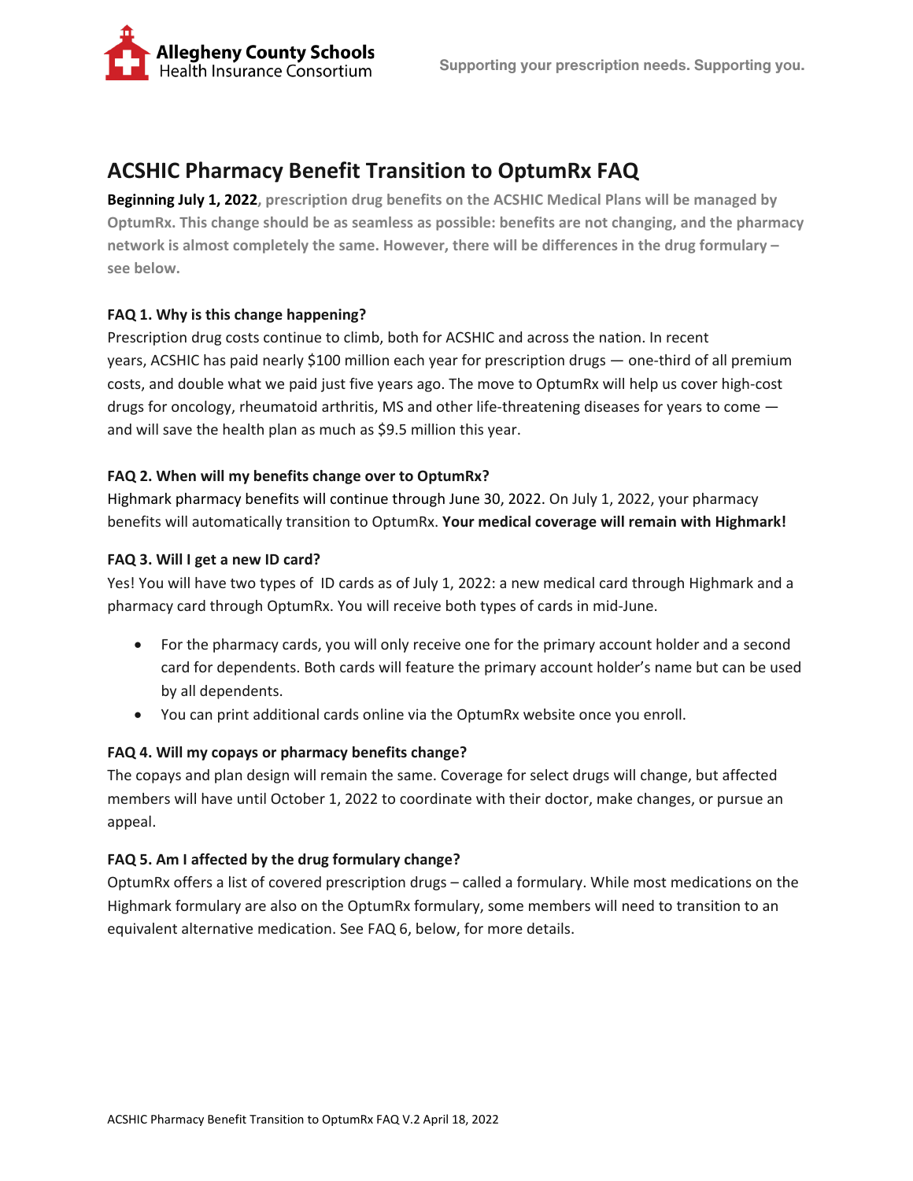# ACSHIC Pharmacy Benefit Transition to OptumRx FAQ

**Beginning July 1, 2022, prescription drug benefits on the ACSHIC Medical Plans will be managed by OptumRx. This change should be as seamless as possible: benefits are not changing, and the pharmacy network is almost completely the same. However, there will be differences in the drug formulary – see below.**

**FAQ 1. Why is this change happening?**

Prescription drug costs continue to climb, both for ACSHIC and across the nation. In recent years, ACSHIC has paid nearly $100 million each year for prescription drugs — one-third of all premium costs, and double what we paid just five years ago. The move to OptumRx will help us cover high-cost drugs for oncology, rheumatoid arthritis, MS and other life-threatening diseases for years to come — and will save the health plan as much as $9.5 million this year.

**FAQ 2. When will my benefits change over to OptumRx?**

Highmark pharmacy benefits will continue through June 30, 2022. On July 1, 2022, your pharmacy benefits will automatically transition to OptumRx. **Your medical coverage will remain with Highmark!**

**FAQ 3. Will I get a new ID card?**

Yes! You will have two types of ID cards as of July 1, 2022: a new medical card through Highmark and a pharmacy card through OptumRx. You will receive both types of cards in mid-June.

- For the pharmacy cards, you will only receive one for the primary account holder and a second card for dependents. Both cards will feature the primary account holder's name but can be used by all dependents.
- You can print additional cards online via the OptumRx website once you enroll.

**FAQ 4. Will my copays or pharmacy benefits change?**

The copays and plan design will remain the same. Coverage for select drugs will change, but affected members will have until October 1, 2022 to coordinate with their doctor, make changes, or pursue an appeal.

**FAQ 5. Am I affected by the drug formulary change?**

OptumRx offers a list of covered prescription drugs – called a formulary. While most medications on the Highmark formulary are also on the OptumRx formulary, some members will need to transition to an equivalent alternative medication. See FAQ 6, below, for more details.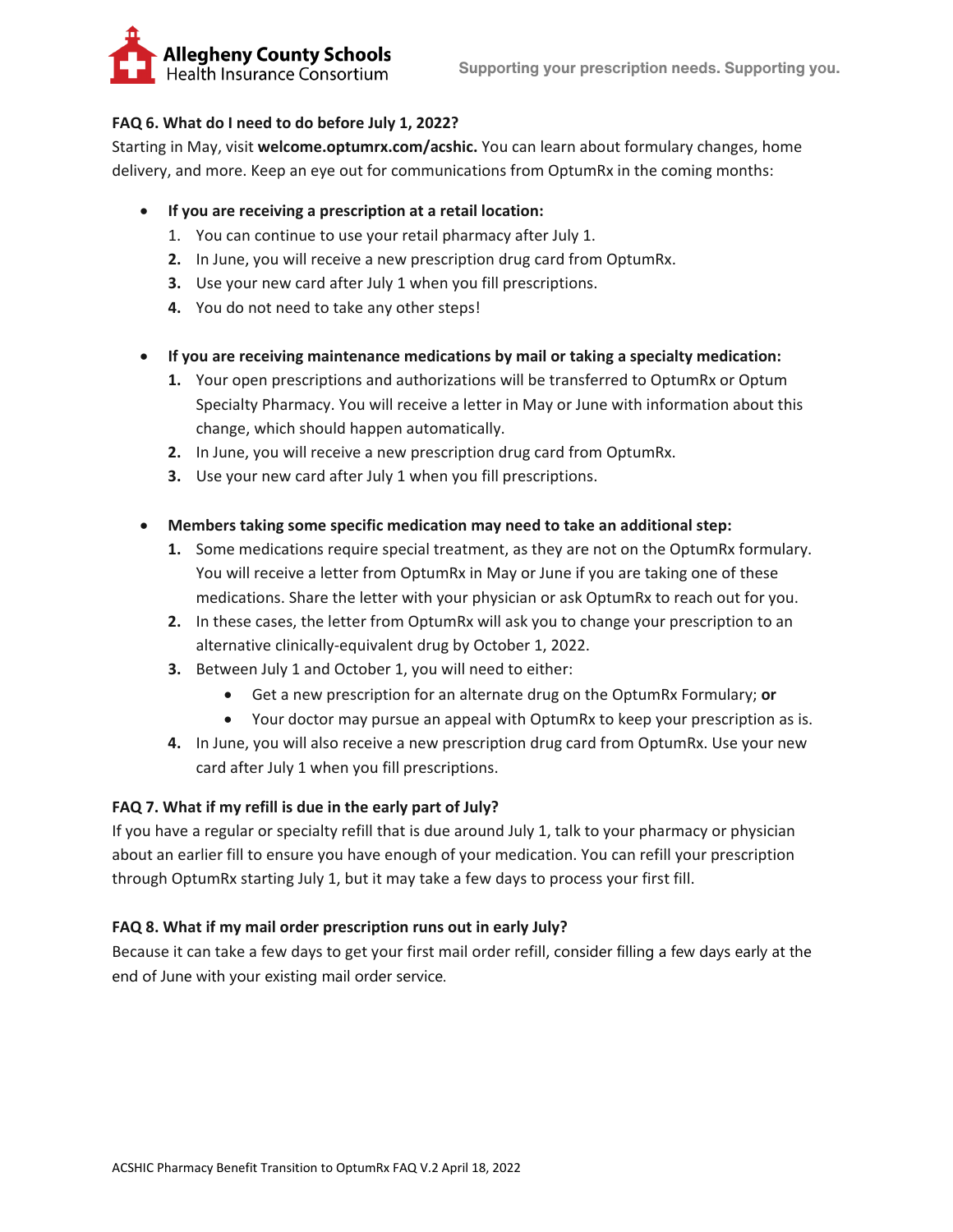**FAQ 6. What do I need to do before July 1, 2022?**

Starting in May, visit **welcome.optumrx.com/acshic.** You can learn about formulary changes, home delivery, and more. Keep an eye out for communications from OptumRx in the coming months:

- **If you are receiving a prescription at a retail location:**
  1. You can continue to use your retail pharmacy after July 1.
  2. In June, you will receive a new prescription drug card from OptumRx.
  3. Use your new card after July 1 when you fill prescriptions.
  4. You do not need to take any other steps!

- **If you are receiving maintenance medications by mail or taking a specialty medication:**
  1. Your open prescriptions and authorizations will be transferred to OptumRx or Optum Specialty Pharmacy. You will receive a letter in May or June with information about this change, which should happen automatically.
  2. In June, you will receive a new prescription drug card from OptumRx.
  3. Use your new card after July 1 when you fill prescriptions.

- **Members taking some specific medication may need to take an additional step:**
  1. Some medications require special treatment, as they are not on the OptumRx formulary. You will receive a letter from OptumRx in May or June if you are taking one of these medications. Share the letter with your physician or ask OptumRx to reach out for you.
  2. In these cases, the letter from OptumRx will ask you to change your prescription to an alternative clinically-equivalent drug by October 1, 2022.
  3. Between July 1 and October 1, you will need to either:
     - Get a new prescription for an alternate drug on the OptumRx Formulary; **or**
     - Your doctor may pursue an appeal with OptumRx to keep your prescription as is.
  4. In June, you will also receive a new prescription drug card from OptumRx. Use your new card after July 1 when you fill prescriptions.

**FAQ 7. What if my refill is due in the early part of July?**

If you have a regular or specialty refill that is due around July 1, talk to your pharmacy or physician about an earlier fill to ensure you have enough of your medication. You can refill your prescription through OptumRx starting July 1, but it may take a few days to process your first fill.

**FAQ 8. What if my mail order prescription runs out in early July?**

Because it can take a few days to get your first mail order refill, consider filling a few days early at the end of June with your existing mail order service.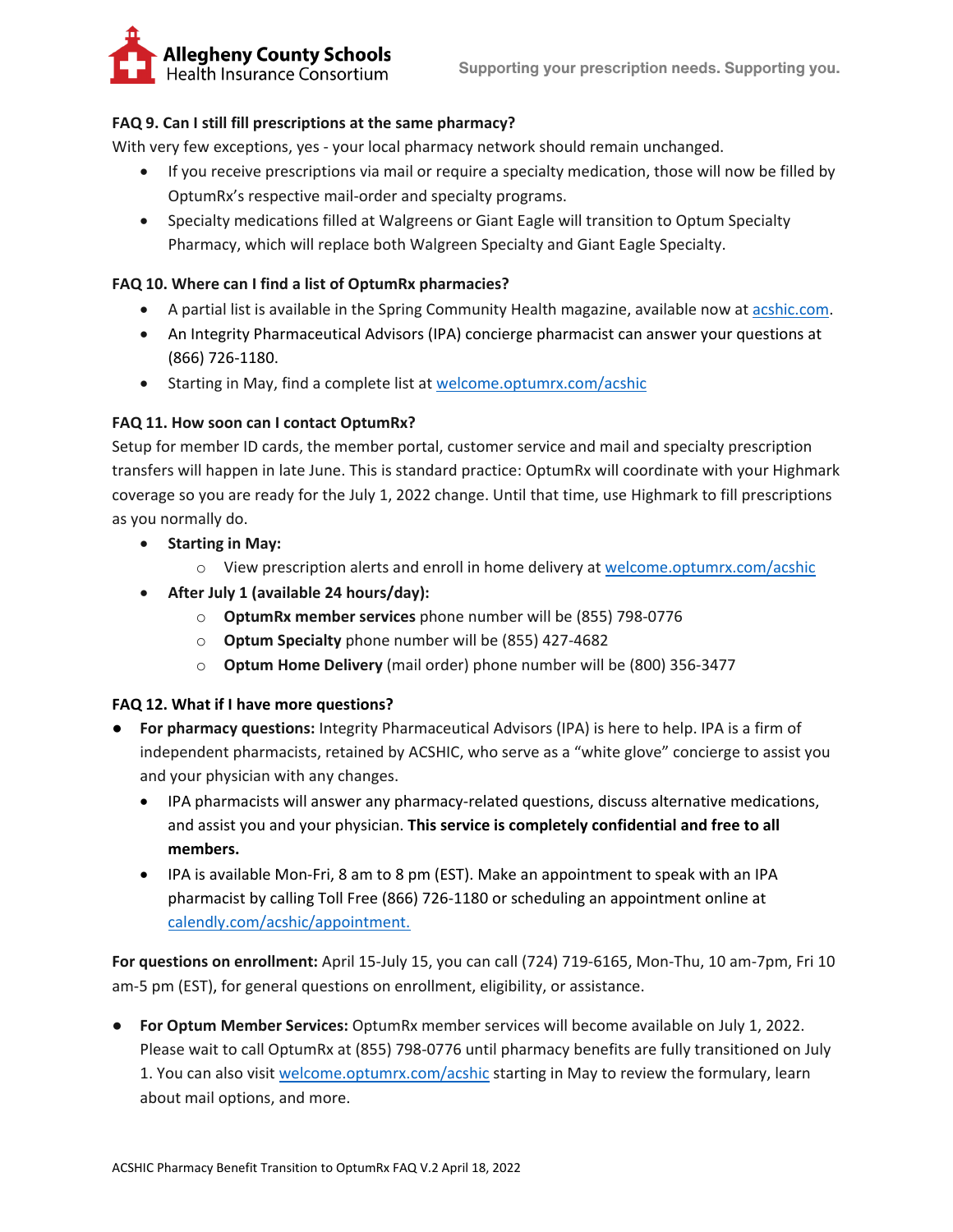**FAQ 9. Can I still fill prescriptions at the same pharmacy?**

With very few exceptions, yes - your local pharmacy network should remain unchanged.

- If you receive prescriptions via mail or require a specialty medication, those will now be filled by OptumRx's respective mail-order and specialty programs.
- Specialty medications filled at Walgreens or Giant Eagle will transition to Optum Specialty Pharmacy, which will replace both Walgreen Specialty and Giant Eagle Specialty.

**FAQ 10. Where can I find a list of OptumRx pharmacies?**

- A partial list is available in the Spring Community Health magazine, available now at acshic.com.
- An Integrity Pharmaceutical Advisors (IPA) concierge pharmacist can answer your questions at (866) 726-1180.
- Starting in May, find a complete list at welcome.optumrx.com/acshic

**FAQ 11. How soon can I contact OptumRx?**

Setup for member ID cards, the member portal, customer service and mail and specialty prescription transfers will happen in late June. This is standard practice: OptumRx will coordinate with your Highmark coverage so you are ready for the July 1, 2022 change. Until that time, use Highmark to fill prescriptions as you normally do.

- **Starting in May:**
  - View prescription alerts and enroll in home delivery at welcome.optumrx.com/acshic
- **After July 1 (available 24 hours/day):**
  - **OptumRx member services** phone number will be (855) 798-0776
  - **Optum Specialty** phone number will be (855) 427-4682
  - **Optum Home Delivery** (mail order) phone number will be (800) 356-3477

**FAQ 12. What if I have more questions?**

- **For pharmacy questions:** Integrity Pharmaceutical Advisors (IPA) is here to help. IPA is a firm of independent pharmacists, retained by ACSHIC, who serve as a "white glove" concierge to assist you and your physician with any changes.
  - IPA pharmacists will answer any pharmacy-related questions, discuss alternative medications, and assist you and your physician. **This service is completely confidential and free to all members.**
  - IPA is available Mon-Fri, 8 am to 8 pm (EST). Make an appointment to speak with an IPA pharmacist by calling Toll Free (866) 726-1180 or scheduling an appointment online at calendly.com/acshic/appointment.

**For questions on enrollment:** April 15-July 15, you can call (724) 719-6165, Mon-Thu, 10 am-7pm, Fri 10 am-5 pm (EST), for general questions on enrollment, eligibility, or assistance.

- **For Optum Member Services:** OptumRx member services will become available on July 1, 2022. Please wait to call OptumRx at (855) 798-0776 until pharmacy benefits are fully transitioned on July 1. You can also visit welcome.optumrx.com/acshic starting in May to review the formulary, learn about mail options, and more.